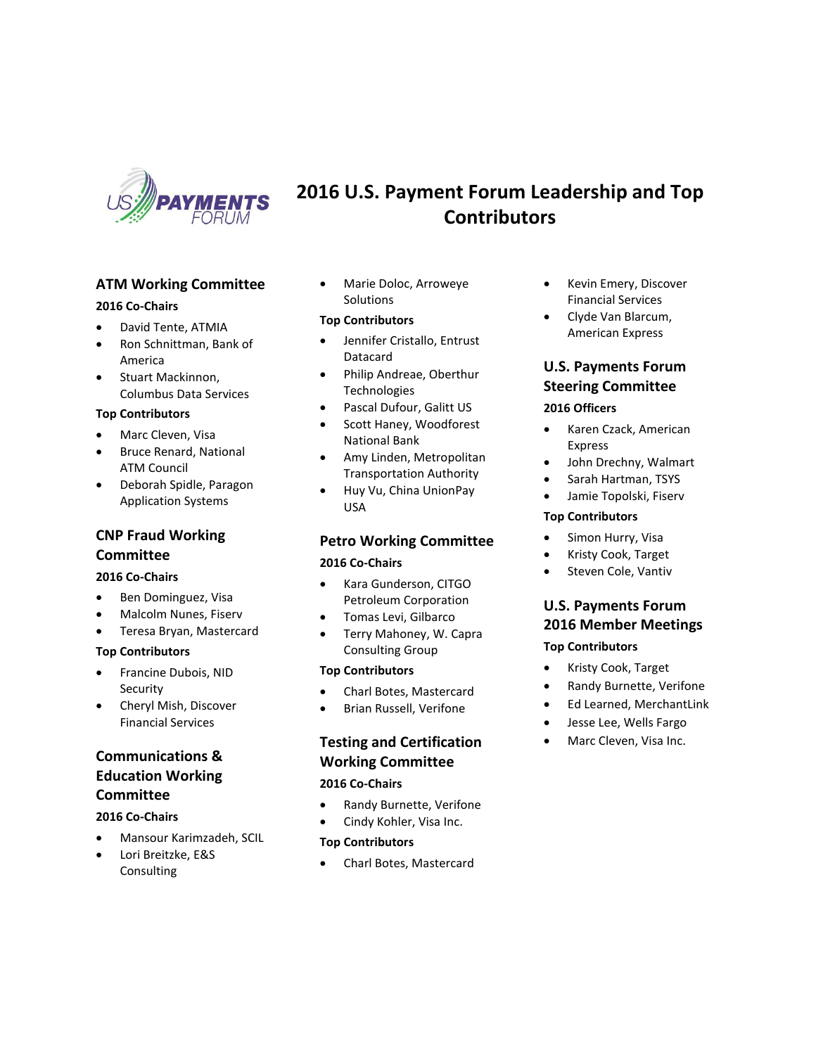# 2016 U.S. Payment Forum Leadership and Top Contributors

## ATM Working Committee

### 2016 Co-Chairs

- David Tente, ATMIA
- Ron Schnittman, Bank of America
- Stuart Mackinnon, Columbus Data Services

### Top Contributors

- Marc Cleven, Visa
- Bruce Renard, National ATM Council
- Deborah Spidle, Paragon Application Systems

## CNP Fraud Working Committee

### 2016 Co-Chairs

- Ben Dominguez, Visa
- Malcolm Nunes, Fiserv
- Teresa Bryan, Mastercard

### Top Contributors

- Francine Dubois, NID Security
- Cheryl Mish, Discover Financial Services

## Communications & Education Working Committee

### 2016 Co-Chairs

- Mansour Karimzadeh, SCIL
- Lori Breitzke, E&S Consulting
- Marie Doloc, Arroweye Solutions

### Top Contributors

- Jennifer Cristallo, Entrust Datacard
- Philip Andreae, Oberthur Technologies
- Pascal Dufour, Galitt US
- Scott Haney, Woodforest National Bank
- Amy Linden, Metropolitan Transportation Authority
- Huy Vu, China UnionPay USA

## Petro Working Committee

### 2016 Co-Chairs

- Kara Gunderson, CITGO Petroleum Corporation
- Tomas Levi, Gilbarco
- Terry Mahoney, W. Capra Consulting Group

### Top Contributors

- Charl Botes, Mastercard
- Brian Russell, Verifone

## Testing and Certification Working Committee

### 2016 Co-Chairs

- Randy Burnette, Verifone
- Cindy Kohler, Visa Inc.

### Top Contributors

- Charl Botes, Mastercard
- Kevin Emery, Discover Financial Services
- Clyde Van Blarcum, American Express

## U.S. Payments Forum Steering Committee

### 2016 Officers

- Karen Czack, American Express
- John Drechny, Walmart
- Sarah Hartman, TSYS
- Jamie Topolski, Fiserv

### Top Contributors

- Simon Hurry, Visa
- Kristy Cook, Target
- Steven Cole, Vantiv

## U.S. Payments Forum 2016 Member Meetings

### Top Contributors

- Kristy Cook, Target
- Randy Burnette, Verifone
- Ed Learned, MerchantLink
- Jesse Lee, Wells Fargo
- Marc Cleven, Visa Inc.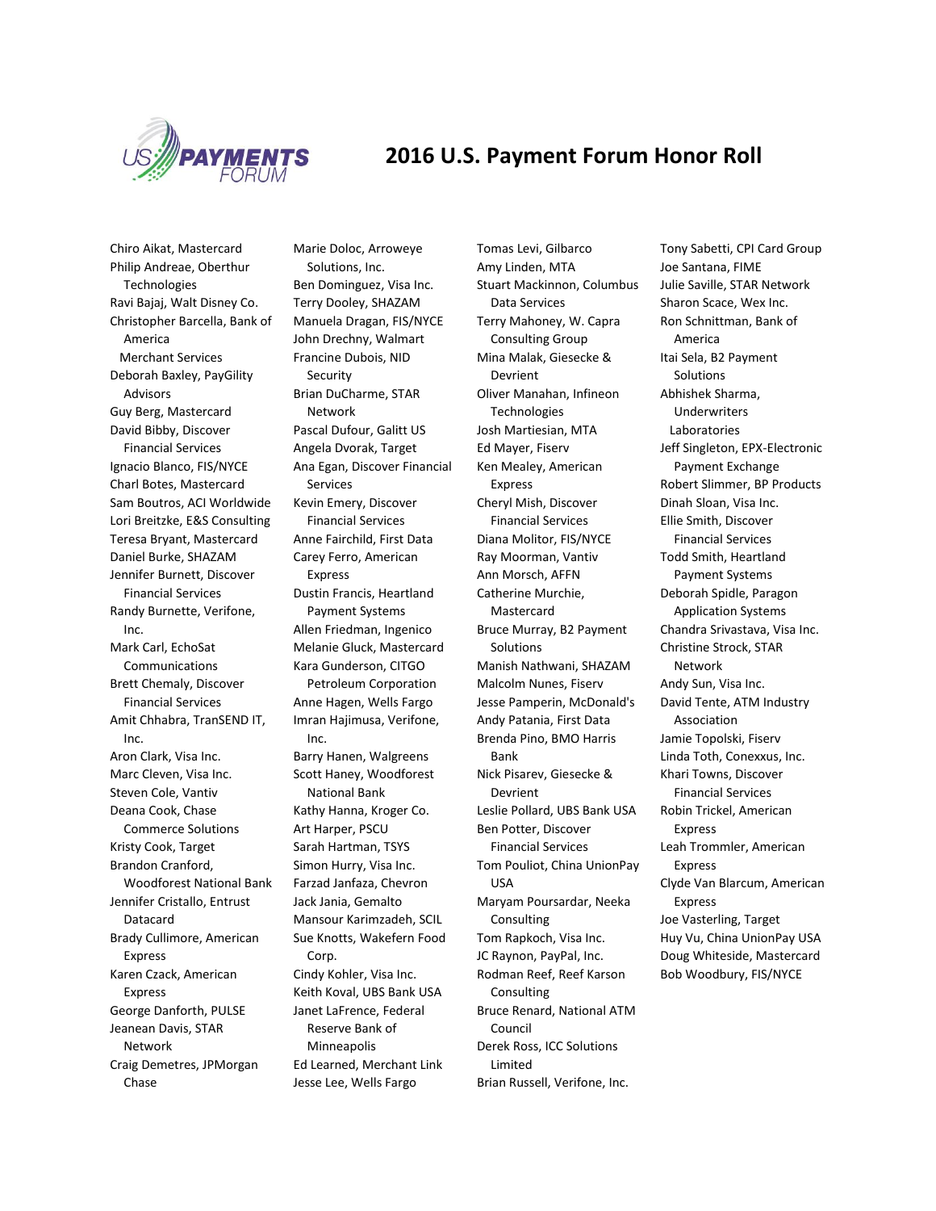# 2016 U.S. Payment Forum Honor Roll

Chiro Aikat, Mastercard
Philip Andreae, Oberthur Technologies
Ravi Bajaj, Walt Disney Co.
Christopher Barcella, Bank of America Merchant Services
Deborah Baxley, PayGility Advisors
Guy Berg, Mastercard
David Bibby, Discover Financial Services
Ignacio Blanco, FIS/NYCE
Charl Botes, Mastercard
Sam Boutros, ACI Worldwide
Lori Breitzke, E&S Consulting
Teresa Bryant, Mastercard
Daniel Burke, SHAZAM
Jennifer Burnett, Discover Financial Services
Randy Burnette, Verifone, Inc.
Mark Carl, EchoSat Communications
Brett Chemaly, Discover Financial Services
Amit Chhabra, TranSEND IT, Inc.
Aron Clark, Visa Inc.
Marc Cleven, Visa Inc.
Steven Cole, Vantiv
Deana Cook, Chase Commerce Solutions
Kristy Cook, Target
Brandon Cranford, Woodforest National Bank
Jennifer Cristallo, Entrust Datacard
Brady Cullimore, American Express
Karen Czack, American Express
George Danforth, PULSE
Jeanean Davis, STAR Network
Craig Demetres, JPMorgan Chase
Marie Doloc, Arroweye Solutions, Inc.
Ben Dominguez, Visa Inc.
Terry Dooley, SHAZAM
Manuela Dragan, FIS/NYCE
John Drechny, Walmart
Francine Dubois, NID Security
Brian DuCharme, STAR Network
Pascal Dufour, Galitt US
Angela Dvorak, Target
Ana Egan, Discover Financial Services
Kevin Emery, Discover Financial Services
Anne Fairchild, First Data
Carey Ferro, American Express
Dustin Francis, Heartland Payment Systems
Allen Friedman, Ingenico
Melanie Gluck, Mastercard
Kara Gunderson, CITGO Petroleum Corporation
Anne Hagen, Wells Fargo
Imran Hajimusa, Verifone, Inc.
Barry Hanen, Walgreens
Scott Haney, Woodforest National Bank
Kathy Hanna, Kroger Co.
Art Harper, PSCU
Sarah Hartman, TSYS
Simon Hurry, Visa Inc.
Farzad Janfaza, Chevron
Jack Jania, Gemalto
Mansour Karimzadeh, SCIL
Sue Knotts, Wakefern Food Corp.
Cindy Kohler, Visa Inc.
Keith Koval, UBS Bank USA
Janet LaFrence, Federal Reserve Bank of Minneapolis
Ed Learned, Merchant Link
Jesse Lee, Wells Fargo
Tomas Levi, Gilbarco
Amy Linden, MTA
Stuart Mackinnon, Columbus Data Services
Terry Mahoney, W. Capra Consulting Group
Mina Malak, Giesecke & Devrient
Oliver Manahan, Infineon Technologies
Josh Martiesian, MTA
Ed Mayer, Fiserv
Ken Mealey, American Express
Cheryl Mish, Discover Financial Services
Diana Molitor, FIS/NYCE
Ray Moorman, Vantiv
Ann Morsch, AFFN
Catherine Murchie, Mastercard
Bruce Murray, B2 Payment Solutions
Manish Nathwani, SHAZAM
Malcolm Nunes, Fiserv
Jesse Pamperin, McDonald's
Andy Patania, First Data
Brenda Pino, BMO Harris Bank
Nick Pisarev, Giesecke & Devrient
Leslie Pollard, UBS Bank USA
Ben Potter, Discover Financial Services
Tom Pouliot, China UnionPay USA
Maryam Poursardar, Neeka Consulting
Tom Rapkoch, Visa Inc.
JC Raynon, PayPal, Inc.
Rodman Reef, Reef Karson Consulting
Bruce Renard, National ATM Council
Derek Ross, ICC Solutions Limited
Brian Russell, Verifone, Inc.
Tony Sabetti, CPI Card Group
Joe Santana, FIME
Julie Saville, STAR Network
Sharon Scace, Wex Inc.
Ron Schnittman, Bank of America
Itai Sela, B2 Payment Solutions
Abhishek Sharma, Underwriters Laboratories
Jeff Singleton, EPX-Electronic Payment Exchange
Robert Slimmer, BP Products
Dinah Sloan, Visa Inc.
Ellie Smith, Discover Financial Services
Todd Smith, Heartland Payment Systems
Deborah Spidle, Paragon Application Systems
Chandra Srivastava, Visa Inc.
Christine Strock, STAR Network
Andy Sun, Visa Inc.
David Tente, ATM Industry Association
Jamie Topolski, Fiserv
Linda Toth, Conexxus, Inc.
Khari Towns, Discover Financial Services
Robin Trickel, American Express
Leah Trommler, American Express
Clyde Van Blarcum, American Express
Joe Vasterling, Target
Huy Vu, China UnionPay USA
Doug Whiteside, Mastercard
Bob Woodbury, FIS/NYCE